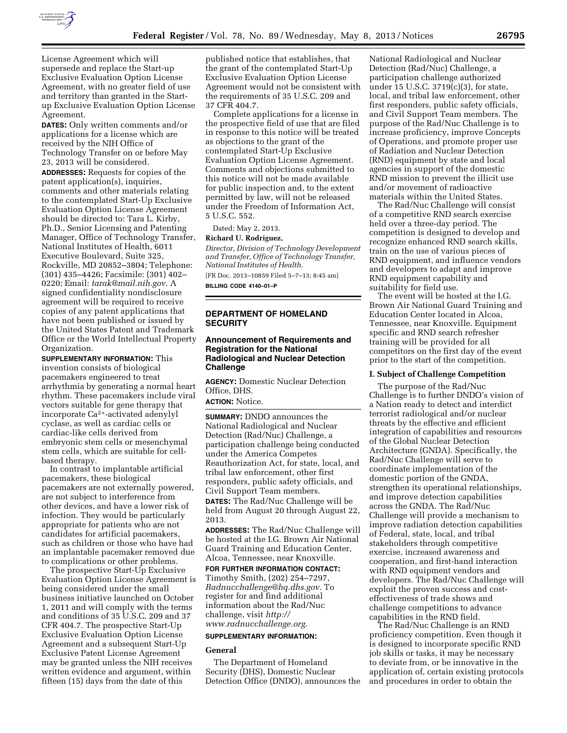License Agreement which will supersede and replace the Start-up Exclusive Evaluation Option License Agreement, with no greater field of use and territory than granted in the Start-up Exclusive Evaluation Option License Agreement.

**DATES:** Only written comments and/or applications for a license which are received by the NIH Office of Technology Transfer on or before May 23, 2013 will be considered.

**ADDRESSES:** Requests for copies of the patent application(s), inquiries, comments and other materials relating to the contemplated Start-Up Exclusive Evaluation Option License Agreement should be directed to: Tara L. Kirby, Ph.D., Senior Licensing and Patenting Manager, Office of Technology Transfer, National Institutes of Health, 6011 Executive Boulevard, Suite 325, Rockville, MD 20852–3804; Telephone: (301) 435–4426; Facsimile: (301) 402–0220; Email: *tarak@mail.nih.gov*. A signed confidentiality nondisclosure agreement will be required to receive copies of any patent applications that have not been published or issued by the United States Patent and Trademark Office or the World Intellectual Property Organization.

**SUPPLEMENTARY INFORMATION:** This invention consists of biological pacemakers engineered to treat arrhythmia by generating a normal heart rhythm. These pacemakers include viral vectors suitable for gene therapy that incorporate $Ca^{2+}$-activated adenylyl cyclase, as well as cardiac cells or cardiac-like cells derived from embryonic stem cells or mesenchymal stem cells, which are suitable for cell-based therapy.

In contrast to implantable artificial pacemakers, these biological pacemakers are not externally powered, are not subject to interference from other devices, and have a lower risk of infection. They would be particularly appropriate for patients who are not candidates for artificial pacemakers, such as children or those who have had an implantable pacemaker removed due to complications or other problems.

The prospective Start-Up Exclusive Evaluation Option License Agreement is being considered under the small business initiative launched on October 1, 2011 and will comply with the terms and conditions of 35 U.S.C. 209 and 37 CFR 404.7. The prospective Start-Up Exclusive Evaluation Option License Agreement and a subsequent Start-Up Exclusive Patent License Agreement may be granted unless the NIH receives written evidence and argument, within fifteen (15) days from the date of this published notice that establishes, that the grant of the contemplated Start-Up Exclusive Evaluation Option License Agreement would not be consistent with the requirements of 35 U.S.C. 209 and 37 CFR 404.7.

Complete applications for a license in the prospective field of use that are filed in response to this notice will be treated as objections to the grant of the contemplated Start-Up Exclusive Evaluation Option License Agreement. Comments and objections submitted to this notice will not be made available for public inspection and, to the extent permitted by law, will not be released under the Freedom of Information Act, 5 U.S.C. 552.

Dated: May 2, 2013.

**Richard U. Rodriguez,**

*Director, Division of Technology Development and Transfer, Office of Technology Transfer, National Institutes of Health.*

[FR Doc. 2013–10859 Filed 5–7–13; 8:45 am]

**BILLING CODE 4140–01–P**

## DEPARTMENT OF HOMELAND SECURITY

### Announcement of Requirements and Registration for the National Radiological and Nuclear Detection Challenge

**AGENCY:** Domestic Nuclear Detection Office, DHS.

**ACTION:** Notice.

**SUMMARY:** DNDO announces the National Radiological and Nuclear Detection (Rad/Nuc) Challenge, a participation challenge being conducted under the America Competes Reauthorization Act, for state, local, and tribal law enforcement, other first responders, public safety officials, and Civil Support Team members.

**DATES:** The Rad/Nuc Challenge will be held from August 20 through August 22, 2013.

**ADDRESSES:** The Rad/Nuc Challenge will be hosted at the I.G. Brown Air National Guard Training and Education Center, Alcoa, Tennessee, near Knoxville.

**FOR FURTHER INFORMATION CONTACT:** Timothy Smith, (202) 254–7297, *Radnucchallenge@hq.dhs.gov*. To register for and find additional information about the Rad/Nuc challenge, visit *http://www.radnucchallenge.org*.

**SUPPLEMENTARY INFORMATION:**

**General**

The Department of Homeland Security (DHS), Domestic Nuclear Detection Office (DNDO), announces the National Radiological and Nuclear Detection (Rad/Nuc) Challenge, a participation challenge authorized under 15 U.S.C. 3719(c)(3), for state, local, and tribal law enforcement, other first responders, public safety officials, and Civil Support Team members. The purpose of the Rad/Nuc Challenge is to increase proficiency, improve Concepts of Operations, and promote proper use of Radiation and Nuclear Detection (RND) equipment by state and local agencies in support of the domestic RND mission to prevent the illicit use and/or movement of radioactive materials within the United States.

The Rad/Nuc Challenge will consist of a competitive RND search exercise held over a three-day period. The competition is designed to develop and recognize enhanced RND search skills, train on the use of various pieces of RND equipment, and influence vendors and developers to adapt and improve RND equipment capability and suitability for field use.

The event will be hosted at the I.G. Brown Air National Guard Training and Education Center located in Alcoa, Tennessee, near Knoxville. Equipment specific and RND search refresher training will be provided for all competitors on the first day of the event prior to the start of the competition.

**I. Subject of Challenge Competition**

The purpose of the Rad/Nuc Challenge is to further DNDO's vision of a Nation ready to detect and interdict terrorist radiological and/or nuclear threats by the effective and efficient integration of capabilities and resources of the Global Nuclear Detection Architecture (GNDA). Specifically, the Rad/Nuc Challenge will serve to coordinate implementation of the domestic portion of the GNDA, strengthen its operational relationships, and improve detection capabilities across the GNDA. The Rad/Nuc Challenge will provide a mechanism to improve radiation detection capabilities of Federal, state, local, and tribal stakeholders through competitive exercise, increased awareness and cooperation, and first-hand interaction with RND equipment vendors and developers. The Rad/Nuc Challenge will exploit the proven success and cost-effectiveness of trade shows and challenge competitions to advance capabilities in the RND field.

The Rad/Nuc Challenge is an RND proficiency competition. Even though it is designed to incorporate specific RND job skills or tasks, it may be necessary to deviate from, or be innovative in the application of, certain existing protocols and procedures in order to obtain the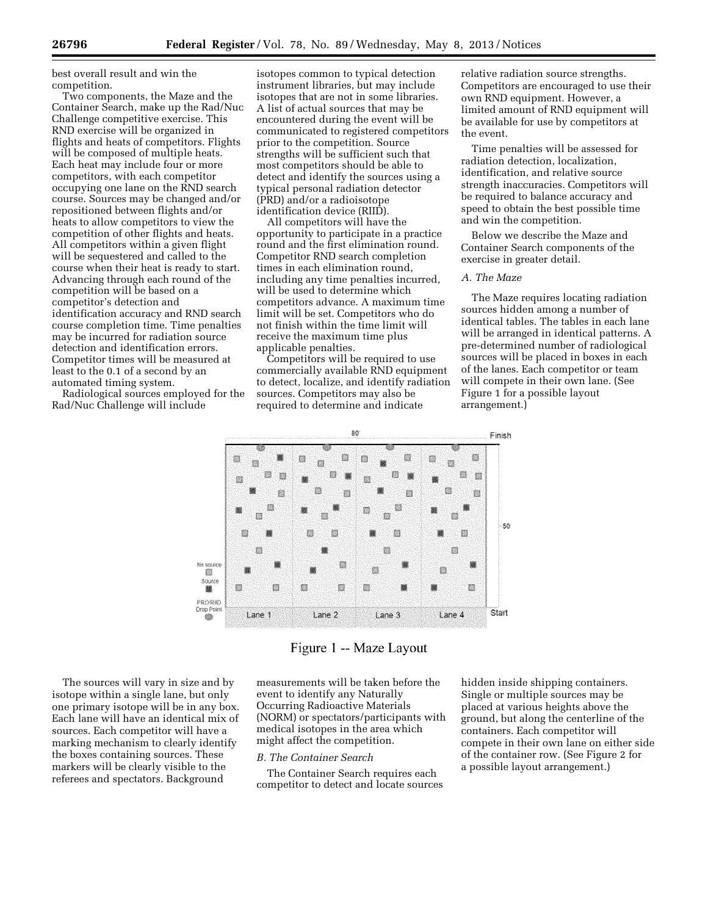best overall result and win the competition.

Two components, the Maze and the Container Search, make up the Rad/Nuc Challenge competitive exercise. This RND exercise will be organized in flights and heats of competitors. Flights will be composed of multiple heats. Each heat may include four or more competitors, with each competitor occupying one lane on the RND search course. Sources may be changed and/or repositioned between flights and/or heats to allow competitors to view the competition of other flights and heats. All competitors within a given flight will be sequestered and called to the course when their heat is ready to start. Advancing through each round of the competition will be based on a competitor's detection and identification accuracy and RND search course completion time. Time penalties may be incurred for radiation source detection and identification errors. Competitor times will be measured at least to the 0.1 of a second by an automated timing system.

Radiological sources employed for the Rad/Nuc Challenge will include isotopes common to typical detection instrument libraries, but may include isotopes that are not in some libraries. A list of actual sources that may be encountered during the event will be communicated to registered competitors prior to the competition. Source strengths will be sufficient such that most competitors should be able to detect and identify the sources using a typical personal radiation detector (PRD) and/or a radioisotope identification device (RIID).

All competitors will have the opportunity to participate in a practice round and the first elimination round. Competitor RND search completion times in each elimination round, including any time penalties incurred, will be used to determine which competitors advance. A maximum time limit will be set. Competitors who do not finish within the time limit will receive the maximum time plus applicable penalties.

Competitors will be required to use commercially available RND equipment to detect, localize, and identify radiation sources. Competitors may also be required to determine and indicate relative radiation source strengths. Competitors are encouraged to use their own RND equipment. However, a limited amount of RND equipment will be available for use by competitors at the event.

Time penalties will be assessed for radiation detection, localization, identification, and relative source strength inaccuracies. Competitors will be required to balance accuracy and speed to obtain the best possible time and win the competition.

Below we describe the Maze and Container Search components of the exercise in greater detail.

### *A. The Maze*

The Maze requires locating radiation sources hidden among a number of identical tables. The tables in each lane will be arranged in identical patterns. A pre-determined number of radiological sources will be placed in boxes in each of the lanes. Each competitor or team will compete in their own lane. (See Figure 1 for a possible layout arrangement.)

80'

Finish

50'

No source

Source

PRD/RIID Drop Point

Lane 1 Lane 2 Lane 3 Lane 4

Start

Figure 1 -- Maze Layout

The sources will vary in size and by isotope within a single lane, but only one primary isotope will be in any box. Each lane will have an identical mix of sources. Each competitor will have a marking mechanism to clearly identify the boxes containing sources. These markers will be clearly visible to the referees and spectators. Background measurements will be taken before the event to identify any Naturally Occurring Radioactive Materials (NORM) or spectators/participants with medical isotopes in the area which might affect the competition.

### *B. The Container Search*

The Container Search requires each competitor to detect and locate sources hidden inside shipping containers. Single or multiple sources may be placed at various heights above the ground, but along the centerline of the containers. Each competitor will compete in their own lane on either side of the container row. (See Figure 2 for a possible layout arrangement.)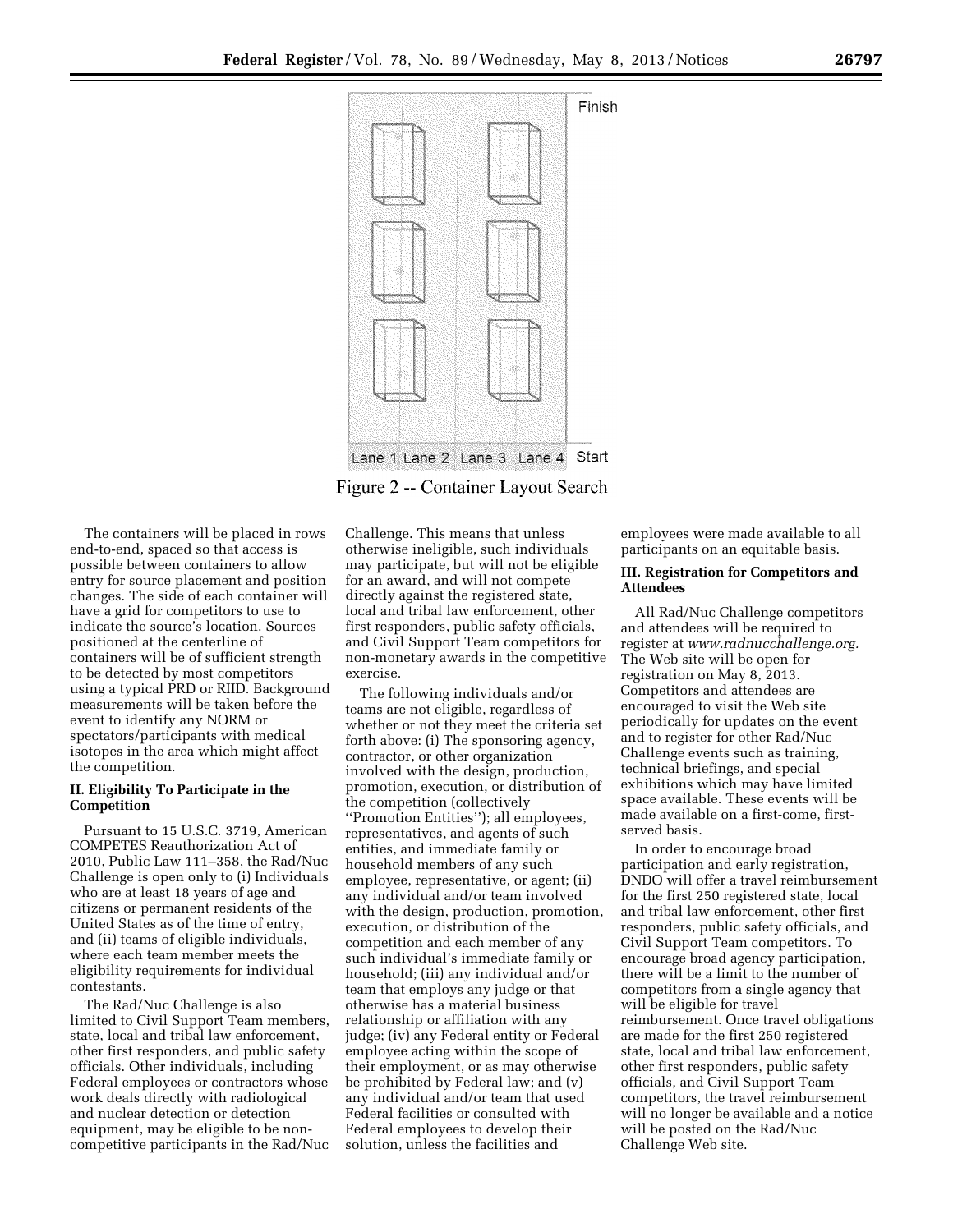Figure 2 -- Container Layout Search

The containers will be placed in rows end-to-end, spaced so that access is possible between containers to allow entry for source placement and position changes. The side of each container will have a grid for competitors to use to indicate the source's location. Sources positioned at the centerline of containers will be of sufficient strength to be detected by most competitors using a typical PRD or RIID. Background measurements will be taken before the event to identify any NORM or spectators/participants with medical isotopes in the area which might affect the competition.

### II. Eligibility To Participate in the Competition

Pursuant to 15 U.S.C. 3719, American COMPETES Reauthorization Act of 2010, Public Law 111–358, the Rad/Nuc Challenge is open only to (i) Individuals who are at least 18 years of age and citizens or permanent residents of the United States as of the time of entry, and (ii) teams of eligible individuals, where each team member meets the eligibility requirements for individual contestants.

The Rad/Nuc Challenge is also limited to Civil Support Team members, state, local and tribal law enforcement, other first responders, and public safety officials. Other individuals, including Federal employees or contractors whose work deals directly with radiological and nuclear detection or detection equipment, may be eligible to be non-competitive participants in the Rad/Nuc Challenge. This means that unless otherwise ineligible, such individuals may participate, but will not be eligible for an award, and will not compete directly against the registered state, local and tribal law enforcement, other first responders, public safety officials, and Civil Support Team competitors for non-monetary awards in the competitive exercise.

The following individuals and/or teams are not eligible, regardless of whether or not they meet the criteria set forth above: (i) The sponsoring agency, contractor, or other organization involved with the design, production, promotion, execution, or distribution of the competition (collectively ''Promotion Entities''); all employees, representatives, and agents of such entities, and immediate family or household members of any such employee, representative, or agent; (ii) any individual and/or team involved with the design, production, promotion, execution, or distribution of the competition and each member of any such individual's immediate family or household; (iii) any individual and/or team that employs any judge or that otherwise has a material business relationship or affiliation with any judge; (iv) any Federal entity or Federal employee acting within the scope of their employment, or as may otherwise be prohibited by Federal law; and (v) any individual and/or team that used Federal facilities or consulted with Federal employees to develop their solution, unless the facilities and employees were made available to all participants on an equitable basis.

### III. Registration for Competitors and Attendees

All Rad/Nuc Challenge competitors and attendees will be required to register at *www.radnucchallenge.org.* The Web site will be open for registration on May 8, 2013. Competitors and attendees are encouraged to visit the Web site periodically for updates on the event and to register for other Rad/Nuc Challenge events such as training, technical briefings, and special exhibitions which may have limited space available. These events will be made available on a first-come, first-served basis.

In order to encourage broad participation and early registration, DNDO will offer a travel reimbursement for the first 250 registered state, local and tribal law enforcement, other first responders, public safety officials, and Civil Support Team competitors. To encourage broad agency participation, there will be a limit to the number of competitors from a single agency that will be eligible for travel reimbursement. Once travel obligations are made for the first 250 registered state, local and tribal law enforcement, other first responders, public safety officials, and Civil Support Team competitors, the travel reimbursement will no longer be available and a notice will be posted on the Rad/Nuc Challenge Web site.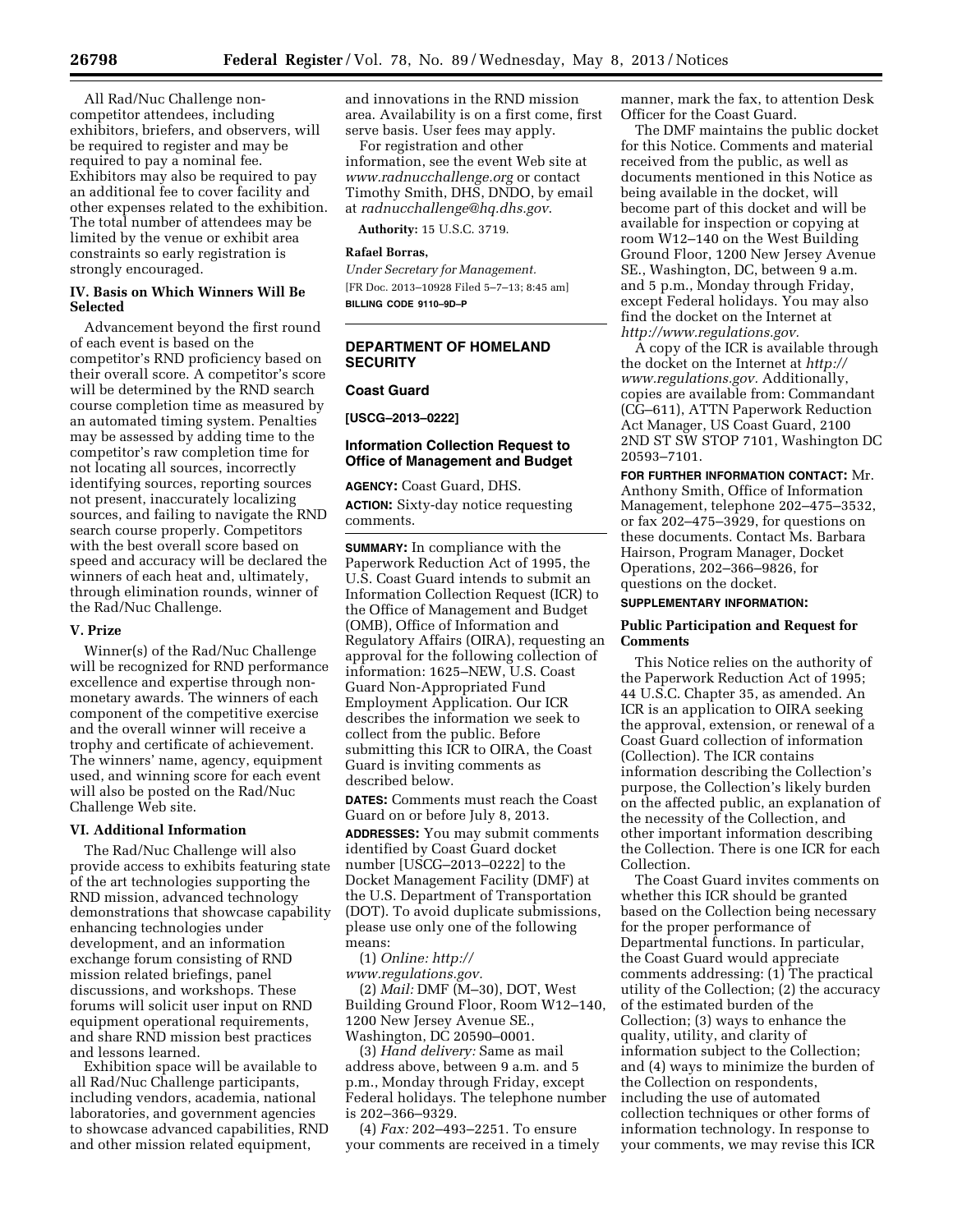All Rad/Nuc Challenge non-competitor attendees, including exhibitors, briefers, and observers, will be required to register and may be required to pay a nominal fee. Exhibitors may also be required to pay an additional fee to cover facility and other expenses related to the exhibition. The total number of attendees may be limited by the venue or exhibit area constraints so early registration is strongly encouraged.

### IV. Basis on Which Winners Will Be Selected

Advancement beyond the first round of each event is based on the competitor's RND proficiency based on their overall score. A competitor's score will be determined by the RND search course completion time as measured by an automated timing system. Penalties may be assessed by adding time to the competitor's raw completion time for not locating all sources, incorrectly identifying sources, reporting sources not present, inaccurately localizing sources, and failing to navigate the RND search course properly. Competitors with the best overall score based on speed and accuracy will be declared the winners of each heat and, ultimately, through elimination rounds, winner of the Rad/Nuc Challenge.

### V. Prize

Winner(s) of the Rad/Nuc Challenge will be recognized for RND performance excellence and expertise through non-monetary awards. The winners of each component of the competitive exercise and the overall winner will receive a trophy and certificate of achievement. The winners' name, agency, equipment used, and winning score for each event will also be posted on the Rad/Nuc Challenge Web site.

### VI. Additional Information

The Rad/Nuc Challenge will also provide access to exhibits featuring state of the art technologies supporting the RND mission, advanced technology demonstrations that showcase capability enhancing technologies under development, and an information exchange forum consisting of RND mission related briefings, panel discussions, and workshops. These forums will solicit user input on RND equipment operational requirements, and share RND mission best practices and lessons learned.

Exhibition space will be available to all Rad/Nuc Challenge participants, including vendors, academia, national laboratories, and government agencies to showcase advanced capabilities, RND and other mission related equipment, and innovations in the RND mission area. Availability is on a first come, first serve basis. User fees may apply.

For registration and other information, see the event Web site at *www.radnucchallenge.org* or contact Timothy Smith, DHS, DNDO, by email at *radnucchallenge@hq.dhs.gov*.

**Authority:** 15 U.S.C. 3719.

**Rafael Borras,**

*Under Secretary for Management.*

[FR Doc. 2013–10928 Filed 5–7–13; 8:45 am]

**BILLING CODE 9110–9D–P**

## DEPARTMENT OF HOMELAND SECURITY

### Coast Guard

**[USCG–2013–0222]**

### Information Collection Request to Office of Management and Budget

**AGENCY:** Coast Guard, DHS.

**ACTION:** Sixty-day notice requesting comments.

**SUMMARY:** In compliance with the Paperwork Reduction Act of 1995, the U.S. Coast Guard intends to submit an Information Collection Request (ICR) to the Office of Management and Budget (OMB), Office of Information and Regulatory Affairs (OIRA), requesting an approval for the following collection of information: 1625–NEW, U.S. Coast Guard Non-Appropriated Fund Employment Application. Our ICR describes the information we seek to collect from the public. Before submitting this ICR to OIRA, the Coast Guard is inviting comments as described below.

**DATES:** Comments must reach the Coast Guard on or before July 8, 2013.

**ADDRESSES:** You may submit comments identified by Coast Guard docket number [USCG–2013–0222] to the Docket Management Facility (DMF) at the U.S. Department of Transportation (DOT). To avoid duplicate submissions, please use only one of the following means:

(1) *Online: http://www.regulations.gov.*

(2) *Mail:* DMF (M–30), DOT, West Building Ground Floor, Room W12–140, 1200 New Jersey Avenue SE., Washington, DC 20590–0001.

(3) *Hand delivery:* Same as mail address above, between 9 a.m. and 5 p.m., Monday through Friday, except Federal holidays. The telephone number is 202–366–9329.

(4) *Fax:* 202–493–2251. To ensure your comments are received in a timely manner, mark the fax, to attention Desk Officer for the Coast Guard.

The DMF maintains the public docket for this Notice. Comments and material received from the public, as well as documents mentioned in this Notice as being available in the docket, will become part of this docket and will be available for inspection or copying at room W12–140 on the West Building Ground Floor, 1200 New Jersey Avenue SE., Washington, DC, between 9 a.m. and 5 p.m., Monday through Friday, except Federal holidays. You may also find the docket on the Internet at *http://www.regulations.gov.*

A copy of the ICR is available through the docket on the Internet at *http://www.regulations.gov.* Additionally, copies are available from: Commandant (CG–611), ATTN Paperwork Reduction Act Manager, US Coast Guard, 2100 2ND ST SW STOP 7101, Washington DC 20593–7101.

**FOR FURTHER INFORMATION CONTACT:** Mr. Anthony Smith, Office of Information Management, telephone 202–475–3532, or fax 202–475–3929, for questions on these documents. Contact Ms. Barbara Hairson, Program Manager, Docket Operations, 202–366–9826, for questions on the docket.

**SUPPLEMENTARY INFORMATION:**

### Public Participation and Request for Comments

This Notice relies on the authority of the Paperwork Reduction Act of 1995; 44 U.S.C. Chapter 35, as amended. An ICR is an application to OIRA seeking the approval, extension, or renewal of a Coast Guard collection of information (Collection). The ICR contains information describing the Collection's purpose, the Collection's likely burden on the affected public, an explanation of the necessity of the Collection, and other important information describing the Collection. There is one ICR for each Collection.

The Coast Guard invites comments on whether this ICR should be granted based on the Collection being necessary for the proper performance of Departmental functions. In particular, the Coast Guard would appreciate comments addressing: (1) The practical utility of the Collection; (2) the accuracy of the estimated burden of the Collection; (3) ways to enhance the quality, utility, and clarity of information subject to the Collection; and (4) ways to minimize the burden of the Collection on respondents, including the use of automated collection techniques or other forms of information technology. In response to your comments, we may revise this ICR